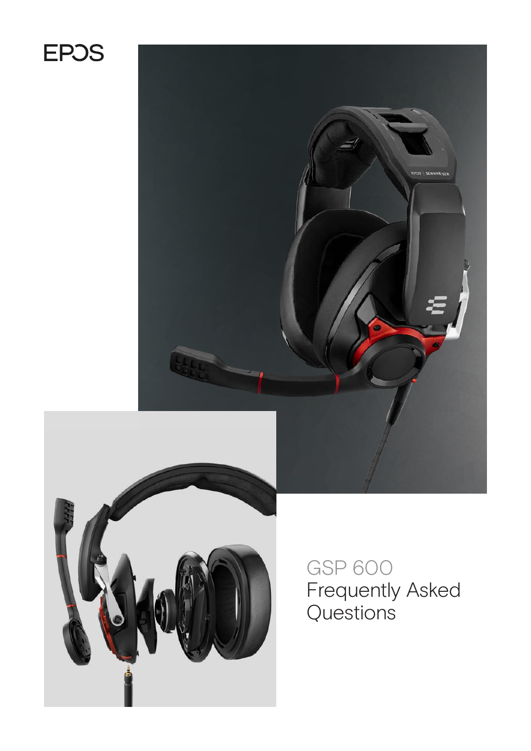EPOS

# GSP 600
# Frequently Asked Questions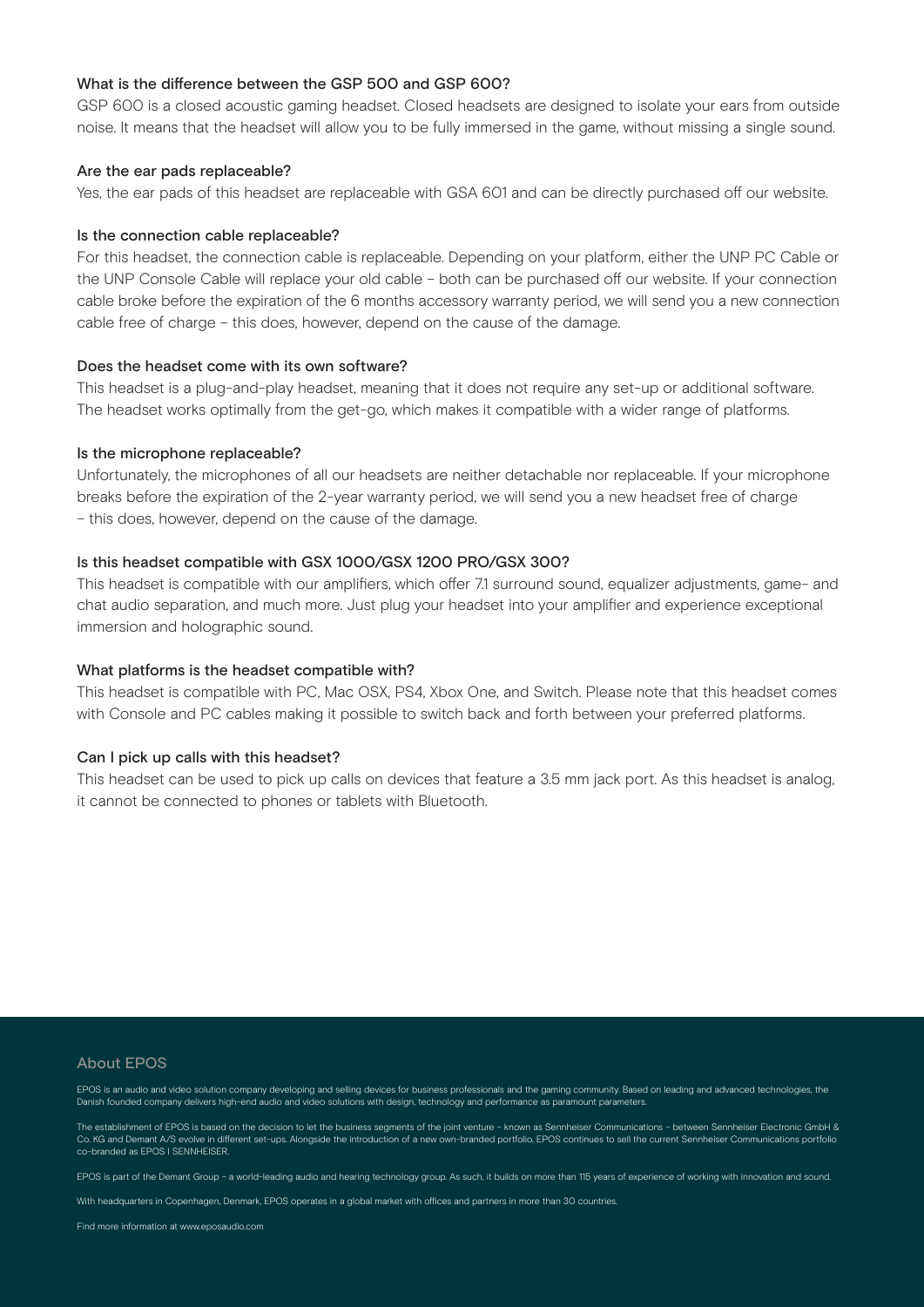### What is the difference between the GSP 500 and GSP 600?

GSP 600 is a closed acoustic gaming headset. Closed headsets are designed to isolate your ears from outside noise. It means that the headset will allow you to be fully immersed in the game, without missing a single sound.

### Are the ear pads replaceable?

Yes, the ear pads of this headset are replaceable with GSA 601 and can be directly purchased off our website.

### Is the connection cable replaceable?

For this headset, the connection cable is replaceable. Depending on your platform, either the UNP PC Cable or the UNP Console Cable will replace your old cable – both can be purchased off our website. If your connection cable broke before the expiration of the 6 months accessory warranty period, we will send you a new connection cable free of charge – this does, however, depend on the cause of the damage.

### Does the headset come with its own software?

This headset is a plug-and-play headset, meaning that it does not require any set-up or additional software. The headset works optimally from the get-go, which makes it compatible with a wider range of platforms.

### Is the microphone replaceable?

Unfortunately, the microphones of all our headsets are neither detachable nor replaceable. If your microphone breaks before the expiration of the 2-year warranty period, we will send you a new headset free of charge – this does, however, depend on the cause of the damage.

### Is this headset compatible with GSX 1000/GSX 1200 PRO/GSX 300?

This headset is compatible with our amplifiers, which offer 7.1 surround sound, equalizer adjustments, game- and chat audio separation, and much more. Just plug your headset into your amplifier and experience exceptional immersion and holographic sound.

### What platforms is the headset compatible with?

This headset is compatible with PC, Mac OSX, PS4, Xbox One, and Switch. Please note that this headset comes with Console and PC cables making it possible to switch back and forth between your preferred platforms.

### Can I pick up calls with this headset?

This headset can be used to pick up calls on devices that feature a 3.5 mm jack port. As this headset is analog, it cannot be connected to phones or tablets with Bluetooth.

## About EPOS

EPOS is an audio and video solution company developing and selling devices for business professionals and the gaming community. Based on leading and advanced technologies, the Danish founded company delivers high-end audio and video solutions with design, technology and performance as paramount parameters.

The establishment of EPOS is based on the decision to let the business segments of the joint venture – known as Sennheiser Communications – between Sennheiser Electronic GmbH & Co. KG and Demant A/S evolve in different set-ups. Alongside the introduction of a new own-branded portfolio, EPOS continues to sell the current Sennheiser Communications portfolio co-branded as EPOS I SENNHEISER.

EPOS is part of the Demant Group – a world-leading audio and hearing technology group. As such, it builds on more than 115 years of experience of working with innovation and sound.

With headquarters in Copenhagen, Denmark, EPOS operates in a global market with offices and partners in more than 30 countries.

Find more information at www.eposaudio.com